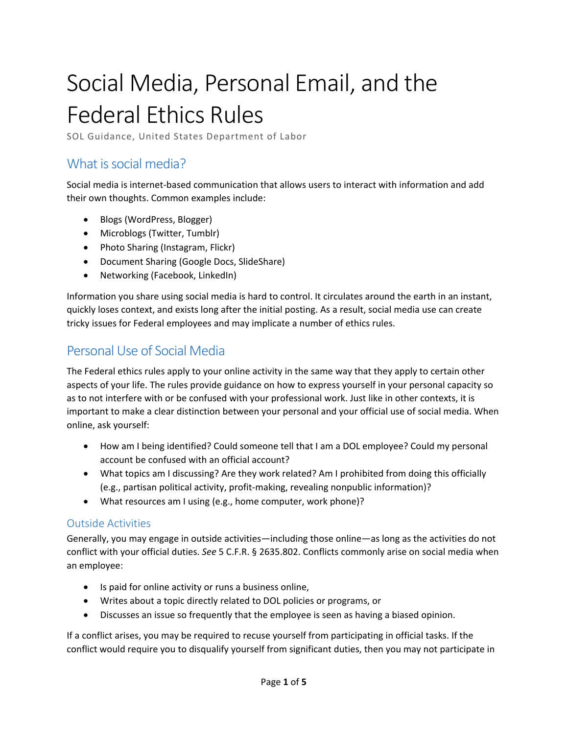# Social Media, Personal Email, and the Federal Ethics Rules

SOL Guidance, United States Department of Labor

## What is social media?

Social media is internet-based communication that allows users to interact with information and add their own thoughts. Common examples include:

- Blogs (WordPress, Blogger)
- Microblogs (Twitter, Tumblr)
- Photo Sharing (Instagram, Flickr)
- Document Sharing (Google Docs, SlideShare)
- Networking (Facebook, LinkedIn)

Information you share using social media is hard to control. It circulates around the earth in an instant, quickly loses context, and exists long after the initial posting. As a result, social media use can create tricky issues for Federal employees and may implicate a number of ethics rules.

## Personal Use of Social Media

The Federal ethics rules apply to your online activity in the same way that they apply to certain other aspects of your life. The rules provide guidance on how to express yourself in your personal capacity so as to not interfere with or be confused with your professional work. Just like in other contexts, it is important to make a clear distinction between your personal and your official use of social media. When online, ask yourself:

- How am I being identified? Could someone tell that I am a DOL employee? Could my personal account be confused with an official account?
- What topics am I discussing? Are they work related? Am I prohibited from doing this officially (e.g., partisan political activity, profit-making, revealing nonpublic information)?
- What resources am I using (e.g., home computer, work phone)?

### Outside Activities

Generally, you may engage in outside activities—including those online—as long as the activities do not conflict with your official duties. *See* 5 C.F.R. § 2635.802. Conflicts commonly arise on social media when an employee:

- Is paid for online activity or runs a business online,
- Writes about a topic directly related to DOL policies or programs, or
- Discusses an issue so frequently that the employee is seen as having a biased opinion.

If a conflict arises, you may be required to recuse yourself from participating in official tasks. If the conflict would require you to disqualify yourself from significant duties, then you may not participate in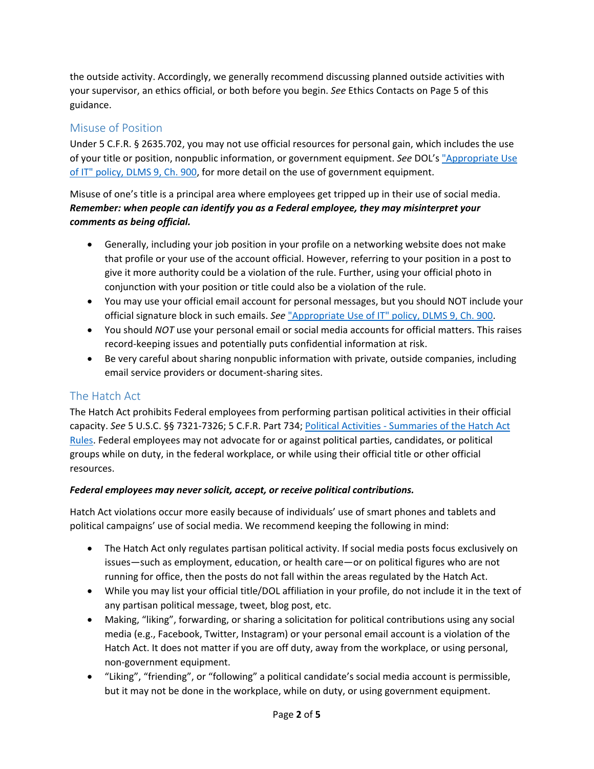the outside activity. Accordingly, we generally recommend discussing planned outside activities with your supervisor, an ethics official, or both before you begin. *See* Ethics Contacts on Page 5 of this guidance.

## Misuse of Position

Under 5 C.F.R. § 2635.702, you may not use official resources for personal gain, which includes the use of your title or position, nonpublic information, or government equipment. *See* DOL's ["Appropriate Use of IT" policy, DLMS 9, Ch. 900](), for more detail on the use of government equipment.

Misuse of one's title is a principal area where employees get tripped up in their use of social media. ***Remember: when people can identify you as a Federal employee, they may misinterpret your comments as being official.***

- Generally, including your job position in your profile on a networking website does not make that profile or your use of the account official. However, referring to your position in a post to give it more authority could be a violation of the rule. Further, using your official photo in conjunction with your position or title could also be a violation of the rule.
- You may use your official email account for personal messages, but you should NOT include your official signature block in such emails. *See* ["Appropriate Use of IT" policy, DLMS 9, Ch. 900]().
- You should *NOT* use your personal email or social media accounts for official matters. This raises record-keeping issues and potentially puts confidential information at risk.
- Be very careful about sharing nonpublic information with private, outside companies, including email service providers or document-sharing sites.

## The Hatch Act

The Hatch Act prohibits Federal employees from performing partisan political activities in their official capacity. *See* 5 U.S.C. §§ 7321-7326; 5 C.F.R. Part 734; [Political Activities - Summaries of the Hatch Act Rules](). Federal employees may not advocate for or against political parties, candidates, or political groups while on duty, in the federal workplace, or while using their official title or other official resources.

***Federal employees may never solicit, accept, or receive political contributions.***

Hatch Act violations occur more easily because of individuals' use of smart phones and tablets and political campaigns' use of social media. We recommend keeping the following in mind:

- The Hatch Act only regulates partisan political activity. If social media posts focus exclusively on issues—such as employment, education, or health care—or on political figures who are not running for office, then the posts do not fall within the areas regulated by the Hatch Act.
- While you may list your official title/DOL affiliation in your profile, do not include it in the text of any partisan political message, tweet, blog post, etc.
- Making, "liking", forwarding, or sharing a solicitation for political contributions using any social media (e.g., Facebook, Twitter, Instagram) or your personal email account is a violation of the Hatch Act. It does not matter if you are off duty, away from the workplace, or using personal, non-government equipment.
- "Liking", "friending", or "following" a political candidate's social media account is permissible, but it may not be done in the workplace, while on duty, or using government equipment.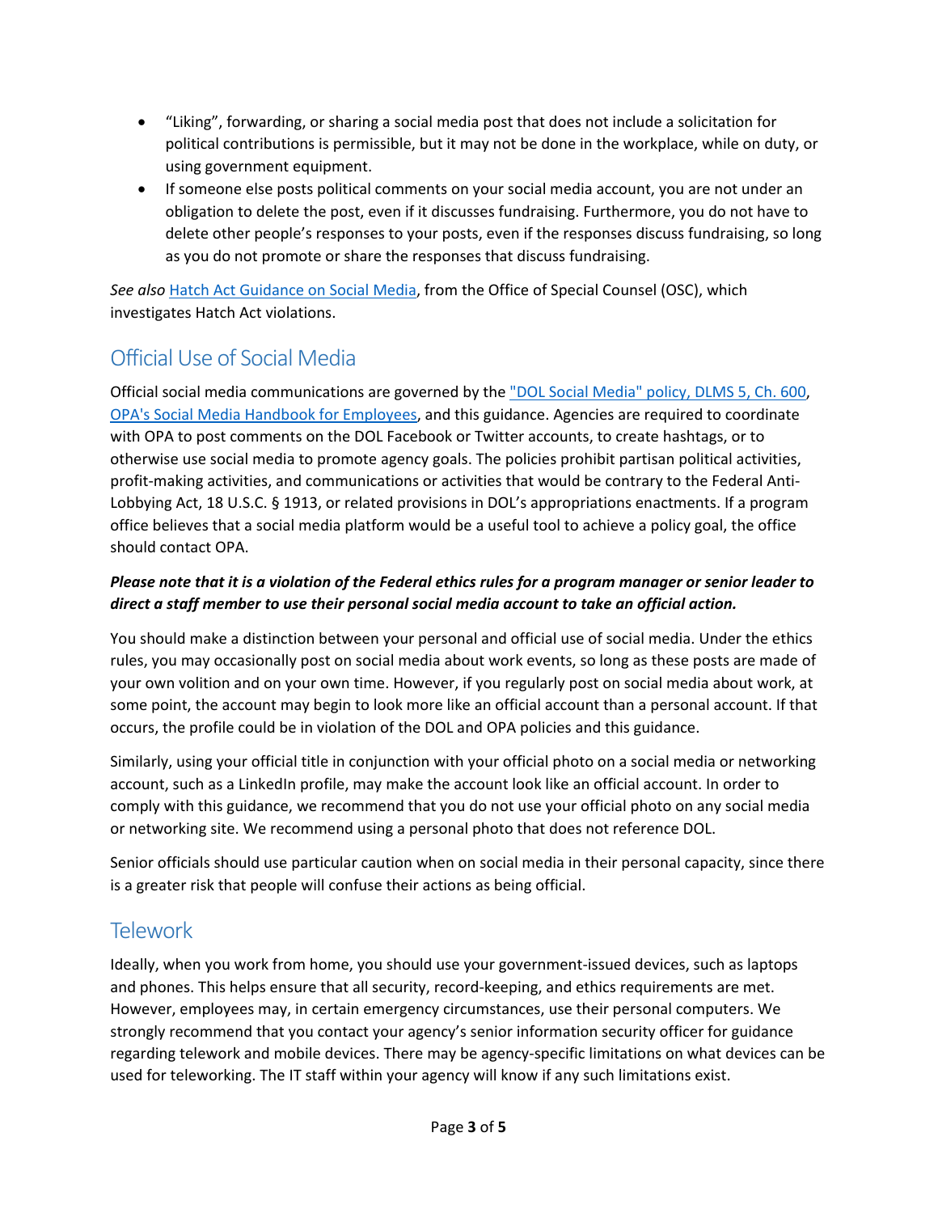- "Liking", forwarding, or sharing a social media post that does not include a solicitation for political contributions is permissible, but it may not be done in the workplace, while on duty, or using government equipment.
- If someone else posts political comments on your social media account, you are not under an obligation to delete the post, even if it discusses fundraising. Furthermore, you do not have to delete other people's responses to your posts, even if the responses discuss fundraising, so long as you do not promote or share the responses that discuss fundraising.

*See also* Hatch Act Guidance on Social Media, from the Office of Special Counsel (OSC), which investigates Hatch Act violations.

## Official Use of Social Media

Official social media communications are governed by the "DOL Social Media" policy, DLMS 5, Ch. 600, OPA's Social Media Handbook for Employees, and this guidance. Agencies are required to coordinate with OPA to post comments on the DOL Facebook or Twitter accounts, to create hashtags, or to otherwise use social media to promote agency goals. The policies prohibit partisan political activities, profit-making activities, and communications or activities that would be contrary to the Federal Anti-Lobbying Act, 18 U.S.C. § 1913, or related provisions in DOL's appropriations enactments. If a program office believes that a social media platform would be a useful tool to achieve a policy goal, the office should contact OPA.

***Please note that it is a violation of the Federal ethics rules for a program manager or senior leader to direct a staff member to use their personal social media account to take an official action.***

You should make a distinction between your personal and official use of social media. Under the ethics rules, you may occasionally post on social media about work events, so long as these posts are made of your own volition and on your own time. However, if you regularly post on social media about work, at some point, the account may begin to look more like an official account than a personal account. If that occurs, the profile could be in violation of the DOL and OPA policies and this guidance.

Similarly, using your official title in conjunction with your official photo on a social media or networking account, such as a LinkedIn profile, may make the account look like an official account. In order to comply with this guidance, we recommend that you do not use your official photo on any social media or networking site. We recommend using a personal photo that does not reference DOL.

Senior officials should use particular caution when on social media in their personal capacity, since there is a greater risk that people will confuse their actions as being official.

## Telework

Ideally, when you work from home, you should use your government-issued devices, such as laptops and phones. This helps ensure that all security, record-keeping, and ethics requirements are met. However, employees may, in certain emergency circumstances, use their personal computers. We strongly recommend that you contact your agency's senior information security officer for guidance regarding telework and mobile devices. There may be agency-specific limitations on what devices can be used for teleworking. The IT staff within your agency will know if any such limitations exist.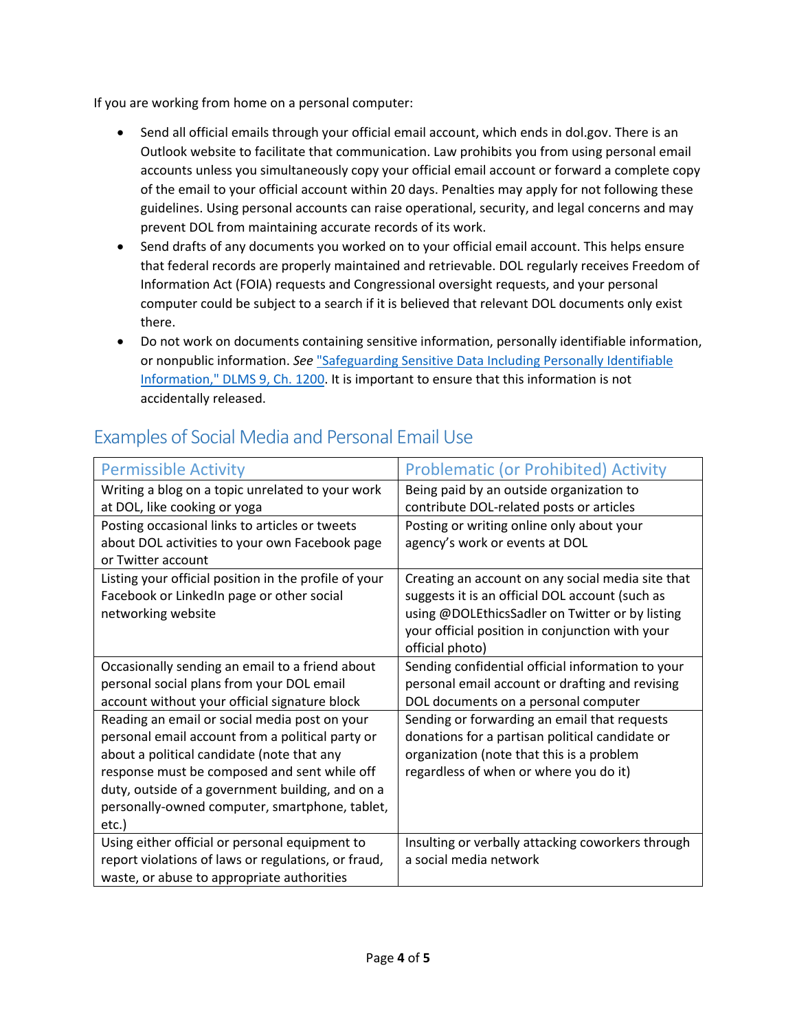If you are working from home on a personal computer:

- Send all official emails through your official email account, which ends in dol.gov. There is an Outlook website to facilitate that communication. Law prohibits you from using personal email accounts unless you simultaneously copy your official email account or forward a complete copy of the email to your official account within 20 days. Penalties may apply for not following these guidelines. Using personal accounts can raise operational, security, and legal concerns and may prevent DOL from maintaining accurate records of its work.
- Send drafts of any documents you worked on to your official email account. This helps ensure that federal records are properly maintained and retrievable. DOL regularly receives Freedom of Information Act (FOIA) requests and Congressional oversight requests, and your personal computer could be subject to a search if it is believed that relevant DOL documents only exist there.
- Do not work on documents containing sensitive information, personally identifiable information, or nonpublic information. *See* ["Safeguarding Sensitive Data Including Personally Identifiable Information," DLMS 9, Ch. 1200](). It is important to ensure that this information is not accidentally released.

## Examples of Social Media and Personal Email Use

| Permissible Activity | Problematic (or Prohibited) Activity |
|---|---|
| Writing a blog on a topic unrelated to your work at DOL, like cooking or yoga | Being paid by an outside organization to contribute DOL-related posts or articles |
| Posting occasional links to articles or tweets about DOL activities to your own Facebook page or Twitter account | Posting or writing online only about your agency's work or events at DOL |
| Listing your official position in the profile of your Facebook or LinkedIn page or other social networking website | Creating an account on any social media site that suggests it is an official DOL account (such as using @DOLEthicsSadler on Twitter or by listing your official position in conjunction with your official photo) |
| Occasionally sending an email to a friend about personal social plans from your DOL email account without your official signature block | Sending confidential official information to your personal email account or drafting and revising DOL documents on a personal computer |
| Reading an email or social media post on your personal email account from a political party or about a political candidate (note that any response must be composed and sent while off duty, outside of a government building, and on a personally-owned computer, smartphone, tablet, etc.) | Sending or forwarding an email that requests donations for a partisan political candidate or organization (note that this is a problem regardless of when or where you do it) |
| Using either official or personal equipment to report violations of laws or regulations, or fraud, waste, or abuse to appropriate authorities | Insulting or verbally attacking coworkers through a social media network |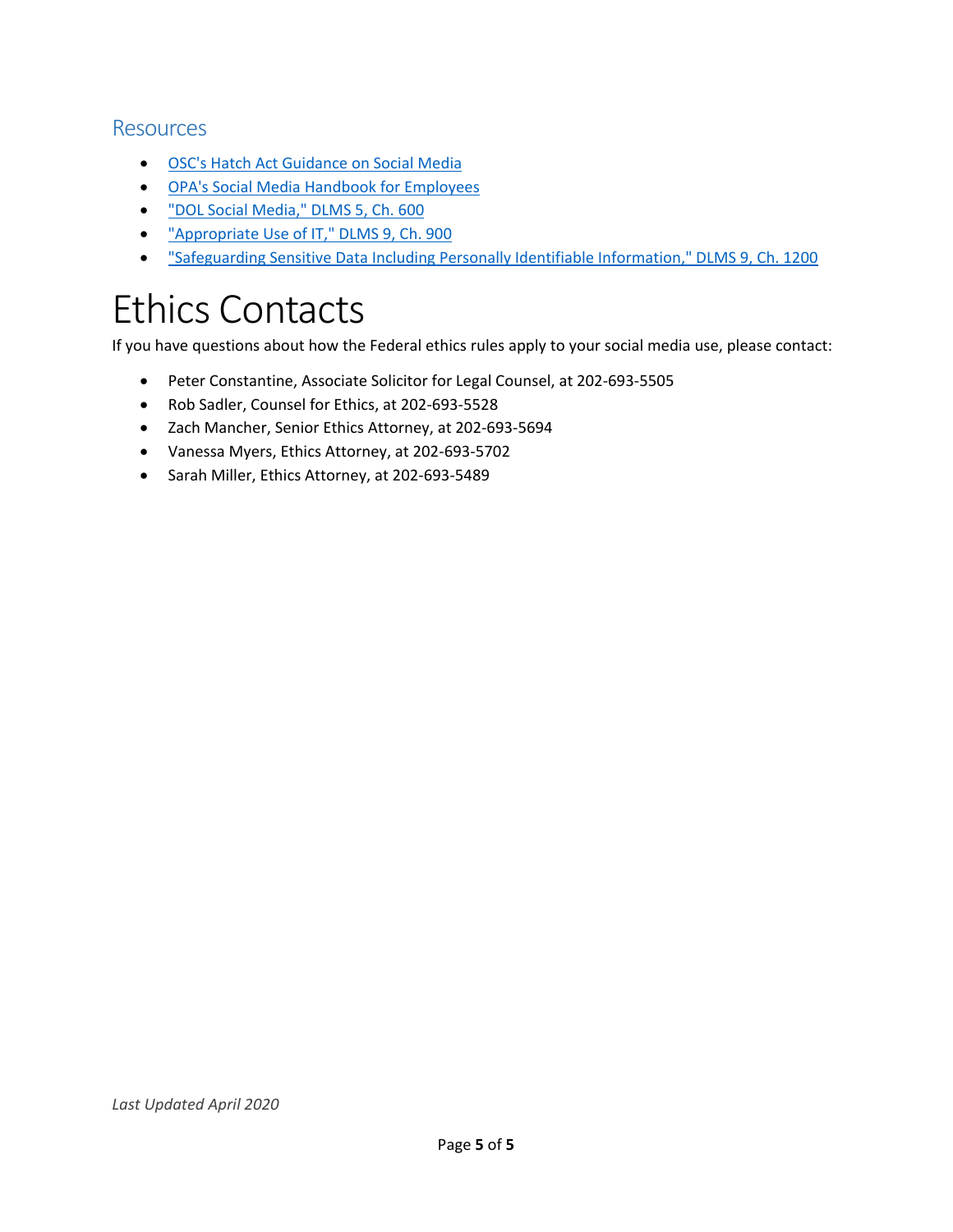## Resources

- OSC's Hatch Act Guidance on Social Media
- OPA's Social Media Handbook for Employees
- "DOL Social Media," DLMS 5, Ch. 600
- "Appropriate Use of IT," DLMS 9, Ch. 900
- "Safeguarding Sensitive Data Including Personally Identifiable Information," DLMS 9, Ch. 1200

# Ethics Contacts

If you have questions about how the Federal ethics rules apply to your social media use, please contact:

- Peter Constantine, Associate Solicitor for Legal Counsel, at 202-693-5505
- Rob Sadler, Counsel for Ethics, at 202-693-5528
- Zach Mancher, Senior Ethics Attorney, at 202-693-5694
- Vanessa Myers, Ethics Attorney, at 202-693-5702
- Sarah Miller, Ethics Attorney, at 202-693-5489

*Last Updated April 2020*